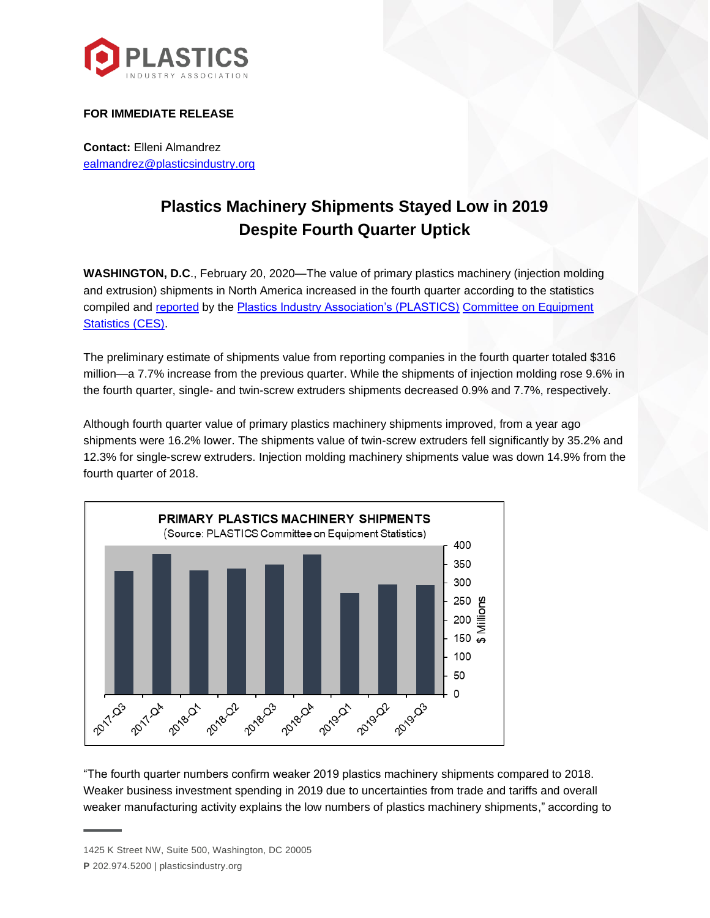**FOR IMMEDIATE RELEASE**

**Contact:** Elleni Almandrez
ealmandrez@plasticsindustry.org

# Plastics Machinery Shipments Stayed Low in 2019 Despite Fourth Quarter Uptick

**WASHINGTON, D.C**., February 20, 2020—The value of primary plastics machinery (injection molding and extrusion) shipments in North America increased in the fourth quarter according to the statistics compiled and reported by the Plastics Industry Association's (PLASTICS) Committee on Equipment Statistics (CES).

The preliminary estimate of shipments value from reporting companies in the fourth quarter totaled $316 million—a 7.7% increase from the previous quarter. While the shipments of injection molding rose 9.6% in the fourth quarter, single- and twin-screw extruders shipments decreased 0.9% and 7.7%, respectively.

Although fourth quarter value of primary plastics machinery shipments improved, from a year ago shipments were 16.2% lower. The shipments value of twin-screw extruders fell significantly by 35.2% and 12.3% for single-screw extruders. Injection molding machinery shipments value was down 14.9% from the fourth quarter of 2018.

**PRIMARY PLASTICS MACHINERY SHIPMENTS**
(Source: PLASTICS Committee on Equipment Statistics)

"The fourth quarter numbers confirm weaker 2019 plastics machinery shipments compared to 2018. Weaker business investment spending in 2019 due to uncertainties from trade and tariffs and overall weaker manufacturing activity explains the low numbers of plastics machinery shipments," according to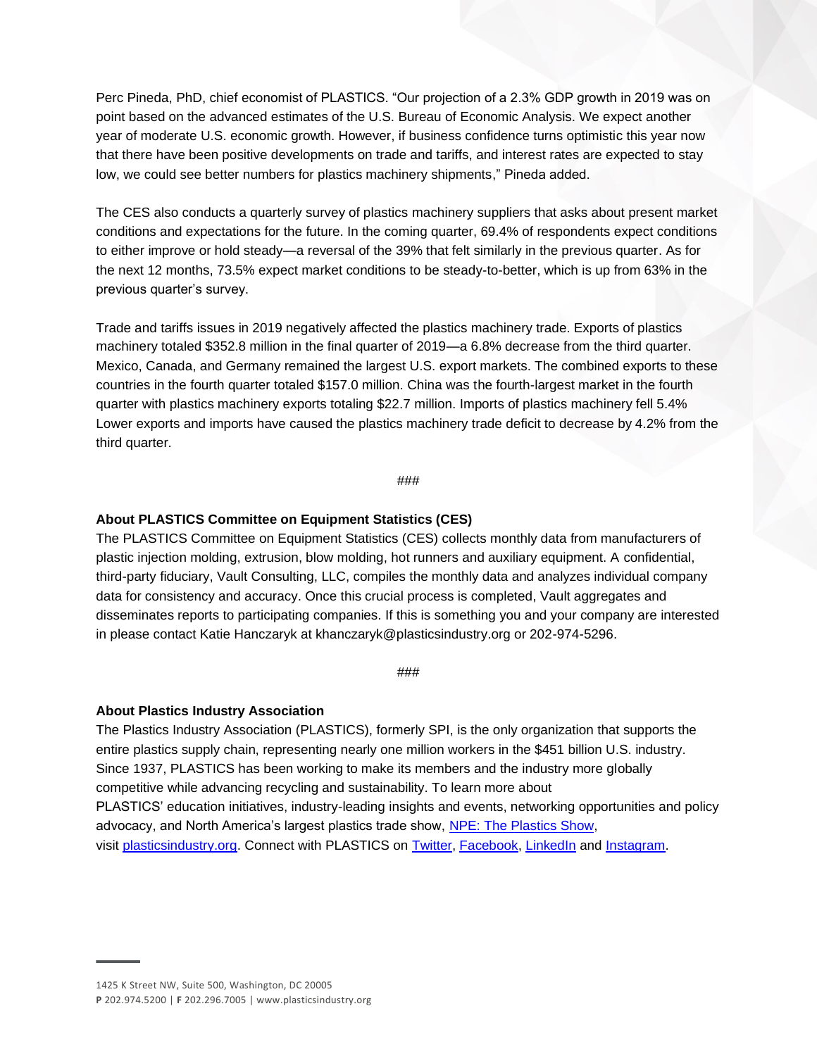Perc Pineda, PhD, chief economist of PLASTICS. "Our projection of a 2.3% GDP growth in 2019 was on point based on the advanced estimates of the U.S. Bureau of Economic Analysis. We expect another year of moderate U.S. economic growth. However, if business confidence turns optimistic this year now that there have been positive developments on trade and tariffs, and interest rates are expected to stay low, we could see better numbers for plastics machinery shipments," Pineda added.

The CES also conducts a quarterly survey of plastics machinery suppliers that asks about present market conditions and expectations for the future. In the coming quarter, 69.4% of respondents expect conditions to either improve or hold steady—a reversal of the 39% that felt similarly in the previous quarter. As for the next 12 months, 73.5% expect market conditions to be steady-to-better, which is up from 63% in the previous quarter's survey.

Trade and tariffs issues in 2019 negatively affected the plastics machinery trade. Exports of plastics machinery totaled $352.8 million in the final quarter of 2019—a 6.8% decrease from the third quarter. Mexico, Canada, and Germany remained the largest U.S. export markets. The combined exports to these countries in the fourth quarter totaled $157.0 million. China was the fourth-largest market in the fourth quarter with plastics machinery exports totaling $22.7 million. Imports of plastics machinery fell 5.4% Lower exports and imports have caused the plastics machinery trade deficit to decrease by 4.2% from the third quarter.

###

**About PLASTICS Committee on Equipment Statistics (CES)**

The PLASTICS Committee on Equipment Statistics (CES) collects monthly data from manufacturers of plastic injection molding, extrusion, blow molding, hot runners and auxiliary equipment. A confidential, third-party fiduciary, Vault Consulting, LLC, compiles the monthly data and analyzes individual company data for consistency and accuracy. Once this crucial process is completed, Vault aggregates and disseminates reports to participating companies. If this is something you and your company are interested in please contact Katie Hanczaryk at khanczaryk@plasticsindustry.org or 202-974-5296.

###

**About Plastics Industry Association**

The Plastics Industry Association (PLASTICS), formerly SPI, is the only organization that supports the entire plastics supply chain, representing nearly one million workers in the $451 billion U.S. industry. Since 1937, PLASTICS has been working to make its members and the industry more globally competitive while advancing recycling and sustainability. To learn more about PLASTICS' education initiatives, industry-leading insights and events, networking opportunities and policy advocacy, and North America's largest plastics trade show, [NPE: The Plastics Show](), visit [plasticsindustry.org](). Connect with PLASTICS on [Twitter](), [Facebook](), [LinkedIn]() and [Instagram]().

1425 K Street NW, Suite 500, Washington, DC 20005
**P** 202.974.5200 | **F** 202.296.7005 | www.plasticsindustry.org